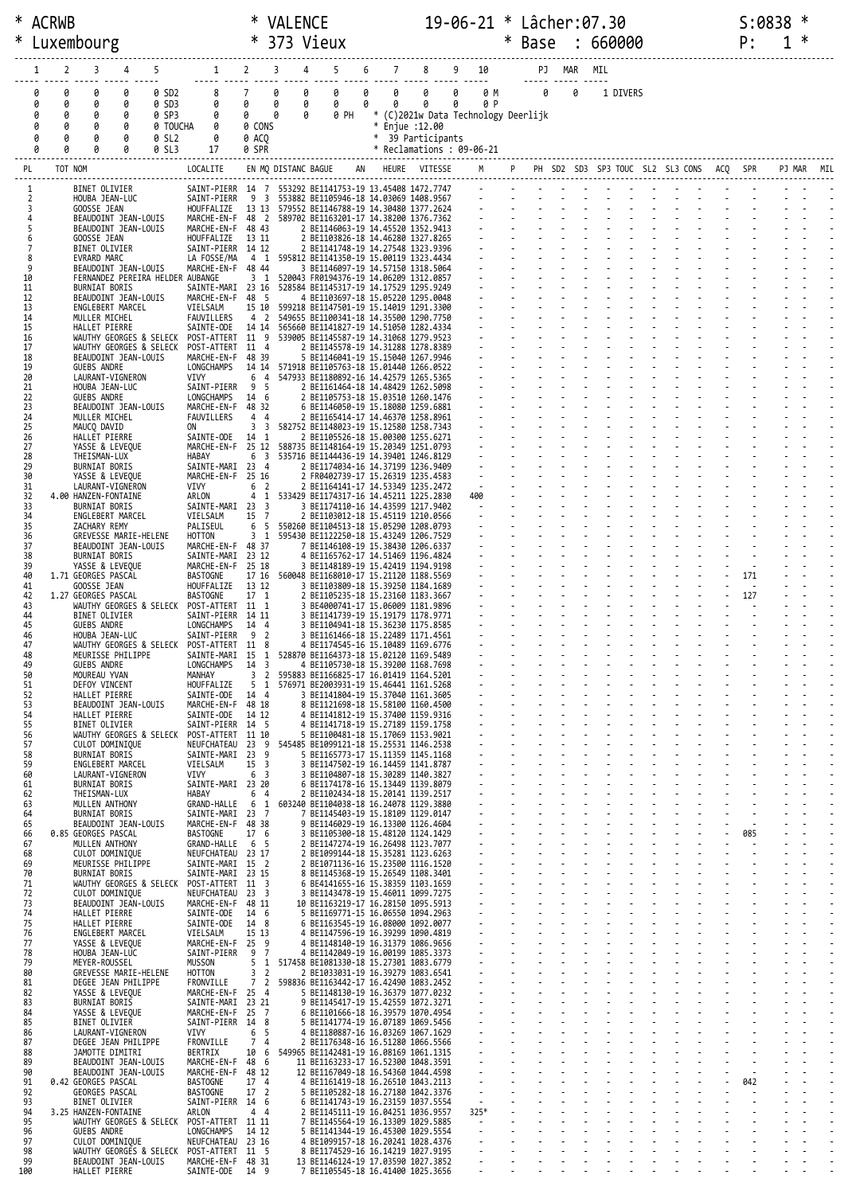```
* ACRWB                         * VALENCE              19-06-21 * Lâcher:07.30                    S:0838 *
* Luxembourg                    * 373 Vieux                     * Base  : 660000                   P:   1 *
---------------------------------------------------------------------------------------------------------
  1     2     3     4     5          1     2     3     4     5     6     7     8     9    10        PJ   MAR   MIL
----- ----- ----- ----- -----      ----- ----- ----- ----- ----- ----- ----- ----- ----- -----     ----- ----- -----
  0     0     0     0     0 SD2      8     7     0     0     0     0     0     0     0     0 M       0     0     1 DIVERS
  0     0     0     0     0 SD3      0     0     0     0     0     0     0     0     0     0 P
  0     0     0     0     0 SP3      0     0     0     0     0 PH  * (C)2021w Data Technology Deerlijk
  0     0     0     0     0 TOUCHA   0     0 CONS                * Enjue :12.00
  0     0     0     0     0 SL2      0     0 ACQ                 *  39 Participants
  0     0     0     0     0 SL3     17     0 SPR                 * Reclamations : 09-06-21
```

| PL | TOT | NOM | LOCALITE | EN | MQ | DISTANC | BAGUE | AN | HEURE | VITESSE | M | P | PH | SD2 | SD3 | SP3 | TOUC | SL2 | SL3 | CONS | ACQ | SPR | PJ | MAR | MIL |
|---|---|---|---|---|---|---|---|---|---|---|---|---|---|---|---|---|---|---|---|---|---|---|---|---|---|
| 1 | | BINET OLIVIER | SAINT-PIERR | 14 | 7 | 553292 | BE1141753-19 | | 13.45408 | 1472.7747 | - | - | - | - | - | - | - | - | - | - | - | - | - | - | - |
| 2 | | HOUBA JEAN-LUC | SAINT-PIERR | 9 | 3 | 553882 | BE1105946-18 | | 14.03069 | 1408.9567 | - | - | - | - | - | - | - | - | - | - | - | - | - | - | - |
| 3 | | GOOSSE JEAN | HOUFFALIZE | 13 | 13 | 579552 | BE1146788-19 | | 14.30480 | 1377.2624 | - | - | - | - | - | - | - | - | - | - | - | - | - | - | - |
| 4 | | BEAUDOINT JEAN-LOUIS | MARCHE-EN-F | 48 | 2 | 589702 | BE1163201-17 | | 14.38200 | 1376.7362 | - | - | - | - | - | - | - | - | - | - | - | - | - | - | - |
| 5 | | BEAUDOINT JEAN-LOUIS | MARCHE-EN-F | 48 | 43 | | 2 BE1146063-19 | | 14.45520 | 1352.9413 | - | - | - | - | - | - | - | - | - | - | - | - | - | - | - |
| 6 | | GOOSSE JEAN | HOUFFALIZE | 13 | 11 | | 2 BE1103826-18 | | 14.46280 | 1327.8265 | - | - | - | - | - | - | - | - | - | - | - | - | - | - | - |
| 7 | | BINET OLIVIER | SAINT-PIERR | 14 | 12 | | 2 BE1141748-19 | | 14.27548 | 1323.9396 | - | - | - | - | - | - | - | - | - | - | - | - | - | - | - |
| 8 | | EVRARD MARC | LA FOSSE/MA | 4 | 1 | 595812 | BE1141350-19 | | 15.00119 | 1323.4434 | - | - | - | - | - | - | - | - | - | - | - | - | - | - | - |
| 9 | | BEAUDOINT JEAN-LOUIS | MARCHE-EN-F | 48 | 44 | | 3 BE1146097-19 | | 14.57150 | 1318.5064 | - | - | - | - | - | - | - | - | - | - | - | - | - | - | - |
| 10 | | FERNANDEZ PEREIRA HELDER | AUBANGE | 3 | 1 | 520043 | FR0194376-19 | | 14.06209 | 1312.0857 | - | - | - | - | - | - | - | - | - | - | - | - | - | - | - |
| 11 | | BURNIAT BORIS | SAINTE-MARI | 23 | 16 | 528584 | BE1145317-19 | | 14.17529 | 1295.9249 | - | - | - | - | - | - | - | - | - | - | - | - | - | - | - |
| 12 | | BEAUDOINT JEAN-LOUIS | MARCHE-EN-F | 48 | 5 | | 4 BE1103697-18 | | 15.05220 | 1295.0048 | - | - | - | - | - | - | - | - | - | - | - | - | - | - | - |
| 13 | | ENGLEBERT MARCEL | VIELSALM | 15 | 10 | 599218 | BE1147501-19 | | 15.14019 | 1291.3300 | - | - | - | - | - | - | - | - | - | - | - | - | - | - | - |
| 14 | | MULLER MICHEL | FAUVILLERS | 4 | 2 | 549655 | BE1100341-18 | | 14.35500 | 1290.7750 | - | - | - | - | - | - | - | - | - | - | - | - | - | - | - |
| 15 | | HALLET PIERRE | SAINTE-ODE | 14 | 14 | 565660 | BE1141827-19 | | 14.51050 | 1282.4334 | - | - | - | - | - | - | - | - | - | - | - | - | - | - | - |
| 16 | | WAUTHY GEORGES & SELECK | POST-ATTERT | 11 | 9 | 539005 | BE1145587-19 | | 14.31068 | 1279.9523 | - | - | - | - | - | - | - | - | - | - | - | - | - | - | - |
| 17 | | WAUTHY GEORGES & SELECK | POST-ATTERT | 11 | 4 | | 2 BE1145578-19 | | 14.31288 | 1278.8389 | - | - | - | - | - | - | - | - | - | - | - | - | - | - | - |
| 18 | | BEAUDOINT JEAN-LOUIS | MARCHE-EN-F | 48 | 39 | | 5 BE1146041-19 | | 15.15040 | 1267.9946 | - | - | - | - | - | - | - | - | - | - | - | - | - | - | - |
| 19 | | GUEBS ANDRE | LONGCHAMPS | 14 | 14 | 571918 | BE1105763-18 | | 15.01440 | 1266.0522 | - | - | - | - | - | - | - | - | - | - | - | - | - | - | - |
| 20 | | LAURANT-VIGNERON | VIVY | 6 | 4 | 547933 | BE1180892-16 | | 14.42579 | 1265.5365 | - | - | - | - | - | - | - | - | - | - | - | - | - | - | - |
| 21 | | HOUBA JEAN-LUC | SAINT-PIERR | 9 | 5 | | 2 BE1161464-18 | | 14.48429 | 1262.5098 | - | - | - | - | - | - | - | - | - | - | - | - | - | - | - |
| 22 | | GUEBS ANDRE | LONGCHAMPS | 14 | 6 | | 2 BE1105753-18 | | 15.03510 | 1260.1476 | - | - | - | - | - | - | - | - | - | - | - | - | - | - | - |
| 23 | | BEAUDOINT JEAN-LOUIS | MARCHE-EN-F | 48 | 32 | | 6 BE1146050-19 | | 15.18080 | 1259.6881 | - | - | - | - | - | - | - | - | - | - | - | - | - | - | - |
| 24 | | MULLER MICHEL | FAUVILLERS | 4 | 4 | | 2 BE1165414-17 | | 14.46370 | 1258.8961 | - | - | - | - | - | - | - | - | - | - | - | - | - | - | - |
| 25 | | MAUCQ DAVID | ON | 3 | 3 | 582752 | BE1148023-19 | | 15.12580 | 1258.7343 | - | - | - | - | - | - | - | - | - | - | - | - | - | - | - |
| 26 | | HALLET PIERRE | SAINTE-ODE | 14 | 1 | | 2 BE1105526-18 | | 15.00300 | 1255.6271 | - | - | - | - | - | - | - | - | - | - | - | - | - | - | - |
| 27 | | YASSE & LEVEQUE | MARCHE-EN-F | 25 | 12 | 588735 | BE1148164-19 | | 15.20349 | 1251.0793 | - | - | - | - | - | - | - | - | - | - | - | - | - | - | - |
| 28 | | THEISMAN-LUX | HABAY | 6 | 3 | 535716 | BE1144436-19 | | 14.39401 | 1246.8129 | - | - | - | - | - | - | - | - | - | - | - | - | - | - | - |
| 29 | | BURNIAT BORIS | SAINTE-MARI | 23 | 4 | | 2 BE1174034-16 | | 14.37199 | 1236.9409 | - | - | - | - | - | - | - | - | - | - | - | - | - | - | - |
| 30 | | YASSE & LEVEQUE | MARCHE-EN-F | 25 | 16 | | 2 FR0402739-17 | | 15.26319 | 1235.4583 | - | - | - | - | - | - | - | - | - | - | - | - | - | - | - |
| 31 | | LAURANT-VIGNERON | VIVY | 6 | 2 | | 2 BE1164141-17 | | 14.53349 | 1235.2472 | - | - | - | - | - | - | - | - | - | - | - | - | - | - | - |
| 32 | 4.00 | HANZEN-FONTAINE | ARLON | 4 | 1 | 533429 | BE1174317-16 | | 14.45211 | 1225.2830 | 400 | - | - | - | - | - | - | - | - | - | - | - | - | - | - |
| 33 | | BURNIAT BORIS | SAINTE-MARI | 23 | 3 | | 3 BE1174110-16 | | 14.43599 | 1217.9402 | - | - | - | - | - | - | - | - | - | - | - | - | - | - | - |
| 34 | | ENGLEBERT MARCEL | VIELSALM | 15 | 7 | | 2 BE1103012-18 | | 15.45119 | 1210.0566 | - | - | - | - | - | - | - | - | - | - | - | - | - | - | - |
| 35 | | ZACHARY REMY | PALISEUL | 6 | 5 | 550260 | BE1104513-18 | | 15.05290 | 1208.0793 | - | - | - | - | - | - | - | - | - | - | - | - | - | - | - |
| 36 | | GREVESSE MARIE-HELENE | HOTTON | 3 | 1 | 595430 | BE1122250-18 | | 15.43249 | 1206.7529 | - | - | - | - | - | - | - | - | - | - | - | - | - | - | - |
| 37 | | BEAUDOINT JEAN-LOUIS | MARCHE-EN-F | 48 | 37 | | 7 BE1146108-19 | | 15.38430 | 1206.6337 | - | - | - | - | - | - | - | - | - | - | - | - | - | - | - |
| 38 | | BURNIAT BORIS | SAINTE-MARI | 23 | 12 | | 4 BE1165762-17 | | 14.51469 | 1196.4824 | - | - | - | - | - | - | - | - | - | - | - | - | - | - | - |
| 39 | | YASSE & LEVEQUE | MARCHE-EN-F | 25 | 18 | | 3 BE1148189-19 | | 15.42419 | 1194.9198 | - | - | - | - | - | - | - | - | - | - | - | - | - | - | - |
| 40 | 1.71 | GEORGES PASCAL | BASTOGNE | 17 | 16 | 560048 | BE1168010-17 | | 15.21120 | 1188.5569 | - | - | - | - | - | - | - | - | - | - | - | 171 | - | - | - |
| 41 | | GOOSSE JEAN | HOUFFALIZE | 13 | 12 | | 3 BE1103809-18 | | 15.39250 | 1184.1689 | - | - | - | - | - | - | - | - | - | - | - | - | - | - | - |
| 42 | 1.27 | GEORGES PASCAL | BASTOGNE | 17 | 1 | | 2 BE1105235-18 | | 15.23160 | 1183.3667 | - | - | - | - | - | - | - | - | - | - | - | 127 | - | - | - |
| 43 | | WAUTHY GEORGES & SELECK | POST-ATTERT | 11 | 1 | | 3 BE4000741-17 | | 15.06009 | 1181.9896 | - | - | - | - | - | - | - | - | - | - | - | - | - | - | - |
| 44 | | BINET OLIVIER | SAINT-PIERR | 14 | 11 | | 3 BE1141739-19 | | 15.19179 | 1178.9771 | - | - | - | - | - | - | - | - | - | - | - | - | - | - | - |
| 45 | | GUEBS ANDRE | LONGCHAMPS | 14 | 4 | | 3 BE1104941-18 | | 15.36230 | 1175.8585 | - | - | - | - | - | - | - | - | - | - | - | - | - | - | - |
| 46 | | HOUBA JEAN-LUC | SAINT-PIERR | 9 | 2 | | 3 BE1161466-18 | | 15.22489 | 1171.4561 | - | - | - | - | - | - | - | - | - | - | - | - | - | - | - |
| 47 | | WAUTHY GEORGES & SELECK | POST-ATTERT | 11 | 8 | | 4 BE1174545-16 | | 15.10489 | 1169.6776 | - | - | - | - | - | - | - | - | - | - | - | - | - | - | - |
| 48 | | MEURISSE PHILIPPE | SAINTE-MARI | 15 | 1 | 528870 | BE1164373-18 | | 15.02120 | 1169.5489 | - | - | - | - | - | - | - | - | - | - | - | - | - | - | - |
| 49 | | GUEBS ANDRE | LONGCHAMPS | 14 | 3 | | 4 BE1105730-18 | | 15.39200 | 1168.7698 | - | - | - | - | - | - | - | - | - | - | - | - | - | - | - |
| 50 | | MOUREAU YVAN | MANHAY | 3 | 2 | 595883 | BE1166825-17 | | 16.01419 | 1164.5201 | - | - | - | - | - | - | - | - | - | - | - | - | - | - | - |
| 51 | | DEFOY VINCENT | HOUFFALIZE | 5 | 1 | 576971 | BE2003931-19 | | 15.46441 | 1161.5268 | - | - | - | - | - | - | - | - | - | - | - | - | - | - | - |
| 52 | | HALLET PIERRE | SAINTE-ODE | 14 | 4 | | 3 BE1141804-19 | | 15.37040 | 1161.3605 | - | - | - | - | - | - | - | - | - | - | - | - | - | - | - |
| 53 | | BEAUDOINT JEAN-LOUIS | MARCHE-EN-F | 48 | 18 | | 8 BE1121698-18 | | 15.58100 | 1160.4500 | - | - | - | - | - | - | - | - | - | - | - | - | - | - | - |
| 54 | | HALLET PIERRE | SAINTE-ODE | 14 | 12 | | 4 BE1141812-19 | | 15.37400 | 1159.9316 | - | - | - | - | - | - | - | - | - | - | - | - | - | - | - |
| 55 | | BINET OLIVIER | SAINT-PIERR | 14 | 5 | | 4 BE1141718-19 | | 15.27189 | 1159.1758 | - | - | - | - | - | - | - | - | - | - | - | - | - | - | - |
| 56 | | WAUTHY GEORGES & SELECK | POST-ATTERT | 11 | 10 | | 5 BE1100481-18 | | 15.17069 | 1153.9021 | - | - | - | - | - | - | - | - | - | - | - | - | - | - | - |
| 57 | | CULOT DOMINIQUE | NEUFCHATEAU | 23 | 9 | 545485 | BE1099121-18 | | 15.25531 | 1146.2538 | - | - | - | - | - | - | - | - | - | - | - | - | - | - | - |
| 58 | | BURNIAT BORIS | SAINTE-MARI | 23 | 9 | | 5 BE1165773-17 | | 15.11359 | 1145.1168 | - | - | - | - | - | - | - | - | - | - | - | - | - | - | - |
| 59 | | ENGLEBERT MARCEL | VIELSALM | 15 | 3 | | 3 BE1147502-19 | | 16.14459 | 1141.8787 | - | - | - | - | - | - | - | - | - | - | - | - | - | - | - |
| 60 | | LAURANT-VIGNERON | VIVY | 6 | 3 | | 3 BE1104807-18 | | 15.30289 | 1140.3827 | - | - | - | - | - | - | - | - | - | - | - | - | - | - | - |
| 61 | | BURNIAT BORIS | SAINTE-MARI | 23 | 20 | | 6 BE1174178-16 | | 15.13449 | 1139.8079 | - | - | - | - | - | - | - | - | - | - | - | - | - | - | - |
| 62 | | THEISMAN-LUX | HABAY | 6 | 4 | | 2 BE1102434-18 | | 15.20141 | 1139.2517 | - | - | - | - | - | - | - | - | - | - | - | - | - | - | - |
| 63 | | MULLEN ANTHONY | GRAND-HALLE | 6 | 1 | 603240 | BE1104038-18 | | 16.24078 | 1129.3880 | - | - | - | - | - | - | - | - | - | - | - | - | - | - | - |
| 64 | | BURNIAT BORIS | SAINTE-MARI | 23 | 7 | | 7 BE1145403-19 | | 15.18109 | 1129.0147 | - | - | - | - | - | - | - | - | - | - | - | - | - | - | - |
| 65 | | BEAUDOINT JEAN-LOUIS | MARCHE-EN-F | 48 | 38 | | 9 BE1146029-19 | | 16.13300 | 1126.4604 | - | - | - | - | - | - | - | - | - | - | - | - | - | - | - |
| 66 | 0.85 | GEORGES PASCAL | BASTOGNE | 17 | 6 | | 3 BE1105300-18 | | 15.48120 | 1124.1429 | - | - | - | - | - | - | - | - | - | - | - | 085 | - | - | - |
| 67 | | MULLEN ANTHONY | GRAND-HALLE | 6 | 5 | | 2 BE1147274-19 | | 16.26498 | 1123.7077 | - | - | - | - | - | - | - | - | - | - | - | - | - | - | - |
| 68 | | CULOT DOMINIQUE | NEUFCHATEAU | 23 | 17 | | 2 BE1099144-18 | | 15.35281 | 1123.6263 | - | - | - | - | - | - | - | - | - | - | - | - | - | - | - |
| 69 | | MEURISSE PHILIPPE | SAINTE-MARI | 15 | 2 | | 2 BE1071136-16 | | 15.23500 | 1116.1520 | - | - | - | - | - | - | - | - | - | - | - | - | - | - | - |
| 70 | | BURNIAT BORIS | SAINTE-MARI | 23 | 15 | | 8 BE1145368-19 | | 15.26549 | 1108.3401 | - | - | - | - | - | - | - | - | - | - | - | - | - | - | - |
| 71 | | WAUTHY GEORGES & SELECK | POST-ATTERT | 11 | 3 | | 6 BE1141655-16 | | 15.38359 | 1103.1659 | - | - | - | - | - | - | - | - | - | - | - | - | - | - | - |
| 72 | | CULOT DOMINIQUE | NEUFCHATEAU | 23 | 3 | | 3 BE1143478-19 | | 15.46011 | 1099.7275 | - | - | - | - | - | - | - | - | - | - | - | - | - | - | - |
| 73 | | BEAUDOINT JEAN-LOUIS | MARCHE-EN-F | 48 | 11 | | 10 BE1163219-17 | | 16.28150 | 1095.5913 | - | - | - | - | - | - | - | - | - | - | - | - | - | - | - |
| 74 | | HALLET PIERRE | SAINTE-ODE | 14 | 6 | | 5 BE1169771-15 | | 16.06550 | 1094.2963 | - | - | - | - | - | - | - | - | - | - | - | - | - | - | - |
| 75 | | HALLET PIERRE | SAINTE-ODE | 14 | 8 | | 6 BE1163545-19 | | 16.08000 | 1092.0077 | - | - | - | - | - | - | - | - | - | - | - | - | - | - | - |
| 76 | | ENGLEBERT MARCEL | VIELSALM | 15 | 13 | | 4 BE1147596-19 | | 16.39299 | 1090.4819 | - | - | - | - | - | - | - | - | - | - | - | - | - | - | - |
| 77 | | YASSE & LEVEQUE | MARCHE-EN-F | 25 | 9 | | 4 BE1148140-19 | | 16.31379 | 1086.9656 | - | - | - | - | - | - | - | - | - | - | - | - | - | - | - |
| 78 | | HOUBA JEAN-LUC | SAINT-PIERR | 9 | 7 | | 4 BE1142049-19 | | 16.00199 | 1085.3373 | - | - | - | - | - | - | - | - | - | - | - | - | - | - | - |
| 79 | | MEYER-ROUSSEL | MUSSON | 5 | 1 | 517458 | BE1081330-18 | | 15.27301 | 1083.6779 | - | - | - | - | - | - | - | - | - | - | - | - | - | - | - |
| 80 | | GREVESSE MARIE-HELENE | HOTTON | 3 | 2 | | 2 BE1033031-19 | | 16.39279 | 1083.6541 | - | - | - | - | - | - | - | - | - | - | - | - | - | - | - |
| 81 | | DEGEE JEAN PHILIPPE | FRONVILLE | 7 | 2 | 598836 | BE1163442-17 | | 16.42490 | 1083.2452 | - | - | - | - | - | - | - | - | - | - | - | - | - | - | - |
| 82 | | YASSE & LEVEQUE | MARCHE-EN-F | 25 | 4 | | 5 BE1148130-19 | | 16.36379 | 1077.0232 | - | - | - | - | - | - | - | - | - | - | - | - | - | - | - |
| 83 | | BURNIAT BORIS | SAINTE-MARI | 23 | 21 | | 9 BE1145417-19 | | 15.42559 | 1072.3271 | - | - | - | - | - | - | - | - | - | - | - | - | - | - | - |
| 84 | | YASSE & LEVEQUE | MARCHE-EN-F | 25 | 7 | | 6 BE1101666-18 | | 16.39579 | 1070.4954 | - | - | - | - | - | - | - | - | - | - | - | - | - | - | - |
| 85 | | BINET OLIVIER | SAINT-PIERR | 14 | 8 | | 5 BE1141774-19 | | 16.07189 | 1069.5456 | - | - | - | - | - | - | - | - | - | - | - | - | - | - | - |
| 86 | | LAURANT-VIGNERON | VIVY | 6 | 5 | | 4 BE1180887-16 | | 16.03269 | 1067.1629 | - | - | - | - | - | - | - | - | - | - | - | - | - | - | - |
| 87 | | DEGEE JEAN PHILIPPE | FRONVILLE | 7 | 4 | | 2 BE1176348-16 | | 16.51280 | 1066.5566 | - | - | - | - | - | - | - | - | - | - | - | - | - | - | - |
| 88 | | JAMOTTE DIMITRI | BERTRIX | 10 | 6 | 549965 | BE1142481-19 | | 16.08169 | 1061.1315 | - | - | - | - | - | - | - | - | - | - | - | - | - | - | - |
| 89 | | BEAUDOINT JEAN-LOUIS | MARCHE-EN-F | 48 | 6 | | 11 BE1163233-17 | | 16.52300 | 1048.3591 | - | - | - | - | - | - | - | - | - | - | - | - | - | - | - |
| 90 | | BEAUDOINT JEAN-LOUIS | MARCHE-EN-F | 48 | 12 | | 12 BE1167049-18 | | 16.54360 | 1044.4598 | - | - | - | - | - | - | - | - | - | - | - | - | - | - | - |
| 91 | 0.42 | GEORGES PASCAL | BASTOGNE | 17 | 4 | | 4 BE1161419-18 | | 16.26510 | 1043.2113 | - | - | - | - | - | - | - | - | - | - | - | 042 | - | - | - |
| 92 | | GEORGES PASCAL | BASTOGNE | 17 | 2 | | 5 BE1105282-18 | | 16.27180 | 1042.3376 | - | - | - | - | - | - | - | - | - | - | - | - | - | - | - |
| 93 | | BINET OLIVIER | SAINT-PIERR | 14 | 6 | | 6 BE1141743-19 | | 16.23159 | 1037.5554 | - | - | - | - | - | - | - | - | - | - | - | - | - | - | - |
| 94 | 3.25 | HANZEN-FONTAINE | ARLON | 4 | 4 | | 2 BE1145111-19 | | 16.04251 | 1036.9557 | 325* | - | - | - | - | - | - | - | - | - | - | - | - | - | - |
| 95 | | WAUTHY GEORGES & SELECK | POST-ATTERT | 11 | 11 | | 7 BE1145564-19 | | 16.13309 | 1029.5885 | - | - | - | - | - | - | - | - | - | - | - | - | - | - | - |
| 96 | | GUEBS ANDRE | LONGCHAMPS | 14 | 12 | | 5 BE1141344-19 | | 16.45300 | 1029.5554 | - | - | - | - | - | - | - | - | - | - | - | - | - | - | - |
| 97 | | CULOT DOMINIQUE | NEUFCHATEAU | 23 | 16 | | 4 BE1099157-18 | | 16.20241 | 1028.4376 | - | - | - | - | - | - | - | - | - | - | - | - | - | - | - |
| 98 | | WAUTHY GEORGES & SELECK | POST-ATTERT | 11 | 5 | | 8 BE1174529-16 | | 16.14219 | 1027.9195 | - | - | - | - | - | - | - | - | - | - | - | - | - | - | - |
| 99 | | BEAUDOINT JEAN-LOUIS | MARCHE-EN-F | 48 | 31 | | 13 BE1146124-19 | | 17.03590 | 1027.3852 | - | - | - | - | - | - | - | - | - | - | - | - | - | - | - |
| 100 | | HALLET PIERRE | SAINTE-ODE | 14 | 9 | | 7 BE1105545-18 | | 16.41400 | 1025.3656 | - | - | - | - | - | - | - | - | - | - | - | - | - | - | - |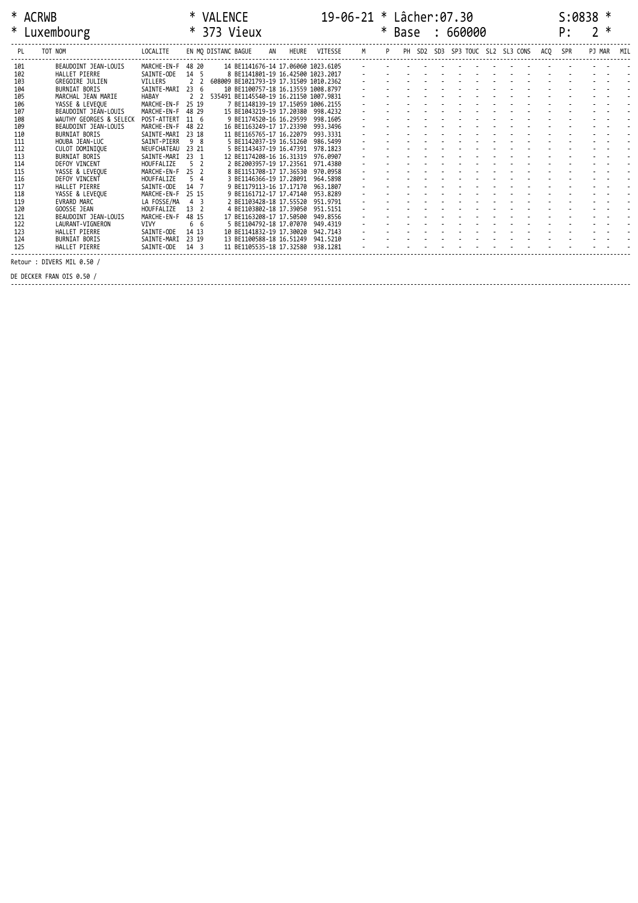\* ACRWB * VALENCE 19-06-21 * Lâcher:07.30 S:0838 *
\* Luxembourg * 373 Vieux * Base : 660000 P: 2 *

| PL | TOT NOM | LOCALITE | EN MQ DISTANC BAGUE | AN | HEURE | VITESSE | M | P | PH | SD2 | SD3 | SP3 | TOUC | SL2 | SL3 | CONS | ACQ | SPR | PJ | MAR | MIL |
|---|---|---|---|---|---|---|---|---|---|---|---|---|---|---|---|---|---|---|---|---|---|
| 101 | BEAUDOINT JEAN-LOUIS | MARCHE-EN-F | 48 20 | 14 BE1141676-14 | 17.06060 | 1023.6105 | - | - | - | - | - | - | - | - | - | - | - | - | - | - | - |
| 102 | HALLET PIERRE | SAINTE-ODE | 14 5 | 8 BE1141801-19 | 16.42500 | 1023.2017 | - | - | - | - | - | - | - | - | - | - | - | - | - | - | - |
| 103 | GREGOIRE JULIEN | VILLERS | 2 2 608009 | BE1021793-19 | 17.31509 | 1010.2362 | - | - | - | - | - | - | - | - | - | - | - | - | - | - | - |
| 104 | BURNIAT BORIS | SAINTE-MARI | 23 6 | 10 BE1100757-18 | 16.13559 | 1008.8797 | - | - | - | - | - | - | - | - | - | - | - | - | - | - | - |
| 105 | MARCHAL JEAN MARIE | HABAY | 2 2 535491 | BE1145540-19 | 16.21150 | 1007.9831 | - | - | - | - | - | - | - | - | - | - | - | - | - | - | - |
| 106 | YASSE & LEVEQUE | MARCHE-EN-F | 25 19 | 7 BE1148139-19 | 17.15059 | 1006.2155 | - | - | - | - | - | - | - | - | - | - | - | - | - | - | - |
| 107 | BEAUDOINT JEAN-LOUIS | MARCHE-EN-F | 48 29 | 15 BE1043219-19 | 17.20380 | 998.4232 | - | - | - | - | - | - | - | - | - | - | - | - | - | - | - |
| 108 | WAUTHY GEORGES & SELECK | POST-ATTERT | 11 6 | 9 BE1174520-16 | 16.29599 | 998.1605 | - | - | - | - | - | - | - | - | - | - | - | - | - | - | - |
| 109 | BEAUDOINT JEAN-LOUIS | MARCHE-EN-F | 48 22 | 16 BE1163249-17 | 17.23390 | 993.3496 | - | - | - | - | - | - | - | - | - | - | - | - | - | - | - |
| 110 | BURNIAT BORIS | SAINTE-MARI | 23 18 | 11 BE1165765-17 | 16.22079 | 993.3331 | - | - | - | - | - | - | - | - | - | - | - | - | - | - | - |
| 111 | HOUBA JEAN-LUC | SAINT-PIERR | 9 8 | 5 BE1142037-19 | 16.51260 | 986.5499 | - | - | - | - | - | - | - | - | - | - | - | - | - | - | - |
| 112 | CULOT DOMINIQUE | NEUFCHATEAU | 23 21 | 5 BE1143437-19 | 16.47391 | 978.1823 | - | - | - | - | - | - | - | - | - | - | - | - | - | - | - |
| 113 | BURNIAT BORIS | SAINTE-MARI | 23 1 | 12 BE1174208-16 | 16.31319 | 976.0907 | - | - | - | - | - | - | - | - | - | - | - | - | - | - | - |
| 114 | DEFOY VINCENT | HOUFFALIZE | 5 2 | 2 BE2003957-19 | 17.23561 | 971.4380 | - | - | - | - | - | - | - | - | - | - | - | - | - | - | - |
| 115 | YASSE & LEVEQUE | MARCHE-EN-F | 25 2 | 8 BE1151708-17 | 17.36530 | 970.0958 | - | - | - | - | - | - | - | - | - | - | - | - | - | - | - |
| 116 | DEFOY VINCENT | HOUFFALIZE | 5 4 | 3 BE1146366-19 | 17.28091 | 964.5898 | - | - | - | - | - | - | - | - | - | - | - | - | - | - | - |
| 117 | HALLET PIERRE | SAINTE-ODE | 14 7 | 9 BE1179113-16 | 17.17170 | 963.1807 | - | - | - | - | - | - | - | - | - | - | - | - | - | - | - |
| 118 | YASSE & LEVEQUE | MARCHE-EN-F | 25 15 | 9 BE1161712-17 | 17.47140 | 953.8289 | - | - | - | - | - | - | - | - | - | - | - | - | - | - | - |
| 119 | EVRARD MARC | LA FOSSE/MA | 4 3 | 2 BE1103428-18 | 17.55520 | 951.9791 | - | - | - | - | - | - | - | - | - | - | - | - | - | - | - |
| 120 | GOOSSE JEAN | HOUFFALIZE | 13 2 | 4 BE1103802-18 | 17.39050 | 951.5151 | - | - | - | - | - | - | - | - | - | - | - | - | - | - | - |
| 121 | BEAUDOINT JEAN-LOUIS | MARCHE-EN-F | 48 15 | 17 BE1163208-17 | 17.50500 | 949.8556 | - | - | - | - | - | - | - | - | - | - | - | - | - | - | - |
| 122 | LAURANT-VIGNERON | VIVY | 6 6 | 5 BE1104792-18 | 17.07070 | 949.4319 | - | - | - | - | - | - | - | - | - | - | - | - | - | - | - |
| 123 | HALLET PIERRE | SAINTE-ODE | 14 13 | 10 BE1141832-19 | 17.30020 | 942.7143 | - | - | - | - | - | - | - | - | - | - | - | - | - | - | - |
| 124 | BURNIAT BORIS | SAINTE-MARI | 23 19 | 13 BE1100588-18 | 16.51249 | 941.5210 | - | - | - | - | - | - | - | - | - | - | - | - | - | - | - |
| 125 | HALLET PIERRE | SAINTE-ODE | 14 3 | 11 BE1105535-18 | 17.32580 | 938.1281 | - | - | - | - | - | - | - | - | - | - | - | - | - | - | - |

Retour : DIVERS MIL 0.50 /

DE DECKER FRAN OIS 0.50 /